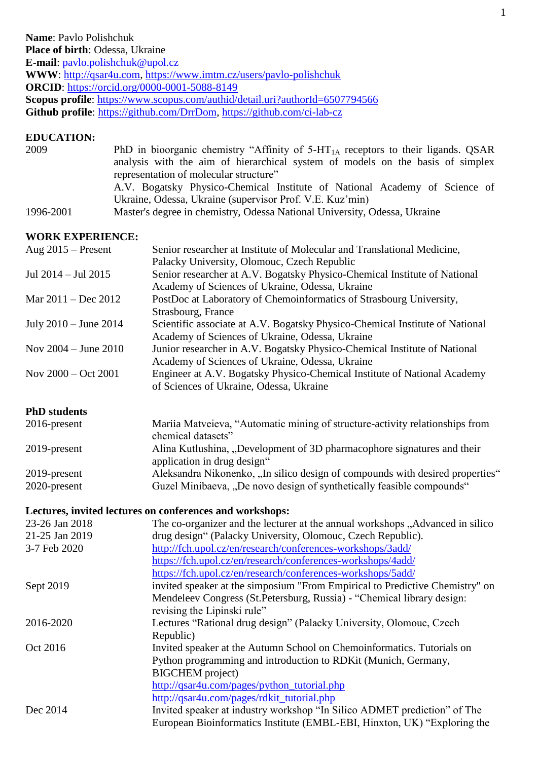**Name**: Pavlo Polishchuk
**Place of birth**: Odessa, Ukraine
**E-mail**: pavlo.polishchuk@upol.cz
**WWW**: http://qsar4u.com, https://www.imtm.cz/users/pavlo-polishchuk
**ORCID**: https://orcid.org/0000-0001-5088-8149
**Scopus profile**: https://www.scopus.com/authid/detail.uri?authorId=6507794566
**Github profile**: https://github.com/DrrDom, https://github.com/ci-lab-cz

## EDUCATION:

| | |
|---|---|
| 2009 | PhD in bioorganic chemistry "Affinity of 5-HT$_{1A}$ receptors to their ligands. QSAR analysis with the aim of hierarchical system of models on the basis of simplex representation of molecular structure" A.V. Bogatsky Physico-Chemical Institute of National Academy of Science of Ukraine, Odessa, Ukraine (supervisor Prof. V.E. Kuz'min) |
| 1996-2001 | Master's degree in chemistry, Odessa National University, Odessa, Ukraine |

## WORK EXPERIENCE:

| | |
|---|---|
| Aug 2015 – Present | Senior researcher at Institute of Molecular and Translational Medicine, Palacky University, Olomouc, Czech Republic |
| Jul 2014 – Jul 2015 | Senior researcher at A.V. Bogatsky Physico-Chemical Institute of National Academy of Sciences of Ukraine, Odessa, Ukraine |
| Mar 2011 – Dec 2012 | PostDoc at Laboratory of Chemoinformatics of Strasbourg University, Strasbourg, France |
| July 2010 – June 2014 | Scientific associate at A.V. Bogatsky Physico-Chemical Institute of National Academy of Sciences of Ukraine, Odessa, Ukraine |
| Nov 2004 – June 2010 | Junior researcher in A.V. Bogatsky Physico-Chemical Institute of National Academy of Sciences of Ukraine, Odessa, Ukraine |
| Nov 2000 – Oct 2001 | Engineer at A.V. Bogatsky Physico-Chemical Institute of National Academy of Sciences of Ukraine, Odessa, Ukraine |

## PhD students

| | |
|---|---|
| 2016-present | Mariia Matveieva, "Automatic mining of structure-activity relationships from chemical datasets" |
| 2019-present | Alina Kutlushina, „Development of 3D pharmacophore signatures and their application in drug design" |
| 2019-present | Aleksandra Nikonenko, „In silico design of compounds with desired properties" |
| 2020-present | Guzel Minibaeva, „De novo design of synthetically feasible compounds" |

## Lectures, invited lectures on conferences and workshops:

| | |
|---|---|
| 23-26 Jan 2018<br>21-25 Jan 2019<br>3-7 Feb 2020 | The co-organizer and the lecturer at the annual workshops „Advanced in silico drug design" (Palacky University, Olomouc, Czech Republic).<br>http://fch.upol.cz/en/research/conferences-workshops/3add/<br>https://fch.upol.cz/en/research/conferences-workshops/4add/<br>https://fch.upol.cz/en/research/conferences-workshops/5add/ |
| Sept 2019 | invited speaker at the simposium "From Empirical to Predictive Chemistry" on Mendeleev Congress (St.Petersburg, Russia) - "Chemical library design: revising the Lipinski rule" |
| 2016-2020 | Lectures "Rational drug design" (Palacky University, Olomouc, Czech Republic) |
| Oct 2016 | Invited speaker at the Autumn School on Chemoinformatics. Tutorials on Python programming and introduction to RDKit (Munich, Germany, BIGCHEM project)<br>http://qsar4u.com/pages/python_tutorial.php<br>http://qsar4u.com/pages/rdkit_tutorial.php |
| Dec 2014 | Invited speaker at industry workshop "In Silico ADMET prediction" of The European Bioinformatics Institute (EMBL-EBI, Hinxton, UK) "Exploring the |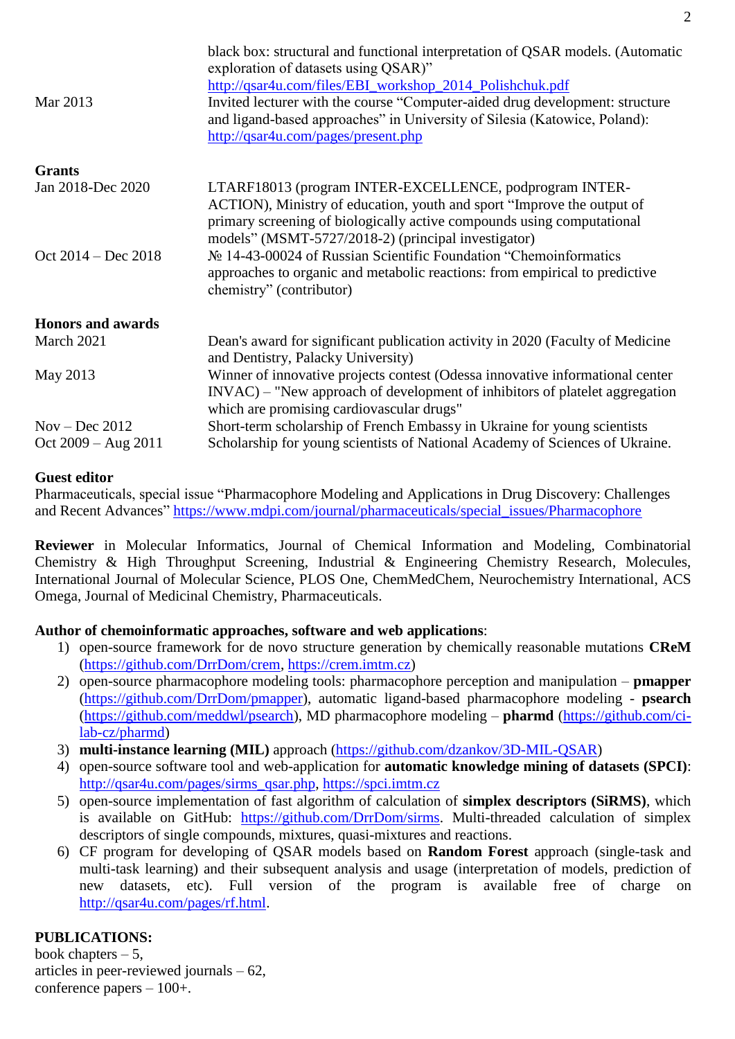| | |
|---|---|
| | black box: structural and functional interpretation of QSAR models. (Automatic exploration of datasets using QSAR)" http://qsar4u.com/files/EBI_workshop_2014_Polishchuk.pdf |
| Mar 2013 | Invited lecturer with the course "Computer-aided drug development: structure and ligand-based approaches" in University of Silesia (Katowice, Poland): http://qsar4u.com/pages/present.php |

**Grants**

| | |
|---|---|
| Jan 2018-Dec 2020 | LTARF18013 (program INTER-EXCELLENCE, podprogram INTER-ACTION), Ministry of education, youth and sport "Improve the output of primary screening of biologically active compounds using computational models" (MSMT-5727/2018-2) (principal investigator) |
| Oct 2014 – Dec 2018 | № 14-43-00024 of Russian Scientific Foundation "Chemoinformatics approaches to organic and metabolic reactions: from empirical to predictive chemistry" (contributor) |

**Honors and awards**

| | |
|---|---|
| March 2021 | Dean's award for significant publication activity in 2020 (Faculty of Medicine and Dentistry, Palacky University) |
| May 2013 | Winner of innovative projects contest (Odessa innovative informational center INVAC) – "New approach of development of inhibitors of platelet aggregation which are promising cardiovascular drugs" |
| Nov – Dec 2012 | Short-term scholarship of French Embassy in Ukraine for young scientists |
| Oct 2009 – Aug 2011 | Scholarship for young scientists of National Academy of Sciences of Ukraine. |

**Guest editor**

Pharmaceuticals, special issue "Pharmacophore Modeling and Applications in Drug Discovery: Challenges and Recent Advances" https://www.mdpi.com/journal/pharmaceuticals/special_issues/Pharmacophore

**Reviewer** in Molecular Informatics, Journal of Chemical Information and Modeling, Combinatorial Chemistry & High Throughput Screening, Industrial & Engineering Chemistry Research, Molecules, International Journal of Molecular Science, PLOS One, ChemMedChem, Neurochemistry International, ACS Omega, Journal of Medicinal Chemistry, Pharmaceuticals.

**Author of chemoinformatic approaches, software and web applications**:

1) open-source framework for de novo structure generation by chemically reasonable mutations **CReM** (https://github.com/DrrDom/crem, https://crem.imtm.cz)
2) open-source pharmacophore modeling tools: pharmacophore perception and manipulation – **pmapper** (https://github.com/DrrDom/pmapper), automatic ligand-based pharmacophore modeling - **psearch** (https://github.com/meddwl/psearch), MD pharmacophore modeling – **pharmd** (https://github.com/ci-lab-cz/pharmd)
3) **multi-instance learning (MIL)** approach (https://github.com/dzankov/3D-MIL-QSAR)
4) open-source software tool and web-application for **automatic knowledge mining of datasets (SPCI)**: http://qsar4u.com/pages/sirms_qsar.php, https://spci.imtm.cz
5) open-source implementation of fast algorithm of calculation of **simplex descriptors (SiRMS)**, which is available on GitHub: https://github.com/DrrDom/sirms. Multi-threaded calculation of simplex descriptors of single compounds, mixtures, quasi-mixtures and reactions.
6) CF program for developing of QSAR models based on **Random Forest** approach (single-task and multi-task learning) and their subsequent analysis and usage (interpretation of models, prediction of new datasets, etc). Full version of the program is available free of charge on http://qsar4u.com/pages/rf.html.

**PUBLICATIONS:**

book chapters – 5,
articles in peer-reviewed journals – 62,
conference papers – 100+.